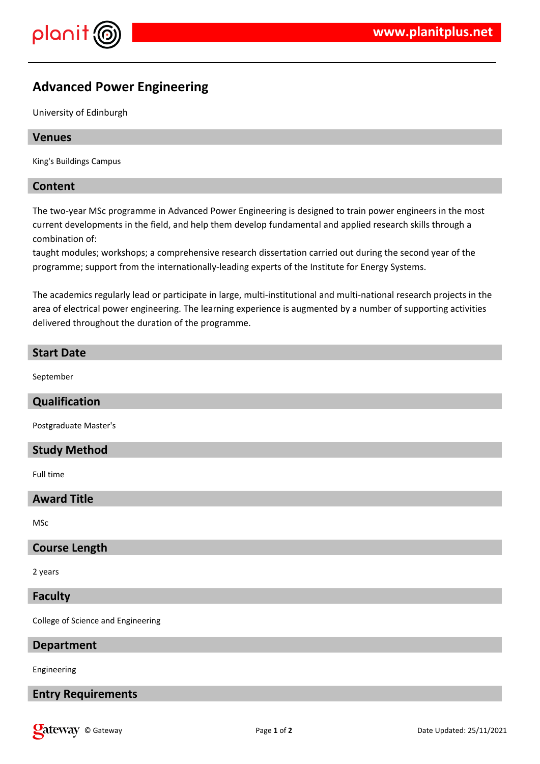# Advanced Power Engineering

University of Edinburgh

## Venues

King's Buildings Campus

## Content

The two-year MSc programme in Advanced Power Engineering is designed to train power engineers in the most current developments in the field, and help them develop fundamental and applied research skills through a combination of:
taught modules; workshops; a comprehensive research dissertation carried out during the second year of the programme; support from the internationally-leading experts of the Institute for Energy Systems.

The academics regularly lead or participate in large, multi-institutional and multi-national research projects in the area of electrical power engineering. The learning experience is augmented by a number of supporting activities delivered throughout the duration of the programme.

## Start Date

September

## Qualification

Postgraduate Master's

## Study Method

Full time

## Award Title

MSc

## Course Length

2 years

## Faculty

College of Science and Engineering

## Department

Engineering

## Entry Requirements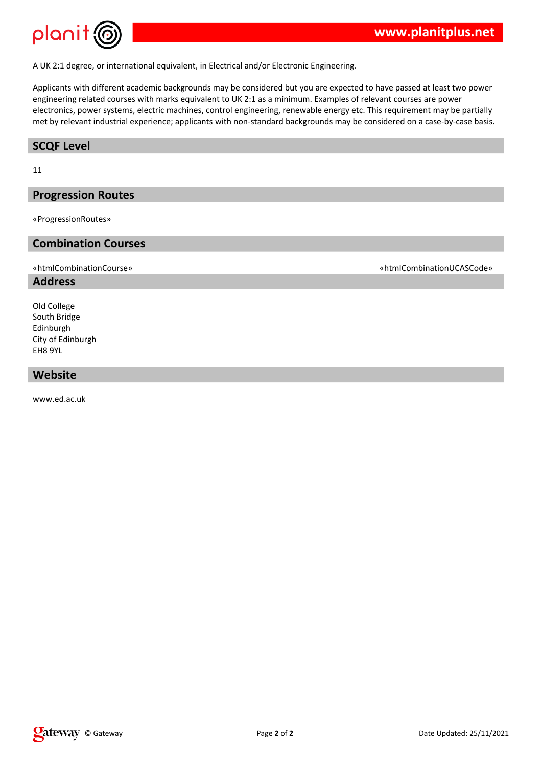A UK 2:1 degree, or international equivalent, in Electrical and/or Electronic Engineering.

Applicants with different academic backgrounds may be considered but you are expected to have passed at least two power engineering related courses with marks equivalent to UK 2:1 as a minimum. Examples of relevant courses are power electronics, power systems, electric machines, control engineering, renewable energy etc. This requirement may be partially met by relevant industrial experience; applicants with non-standard backgrounds may be considered on a case-by-case basis.

## SCQF Level

11

## Progression Routes

«ProgressionRoutes»

## Combination Courses

«htmlCombinationCourse» «htmlCombinationUCASCode»

## Address

Old College
South Bridge
Edinburgh
City of Edinburgh
EH8 9YL

## Website

www.ed.ac.uk